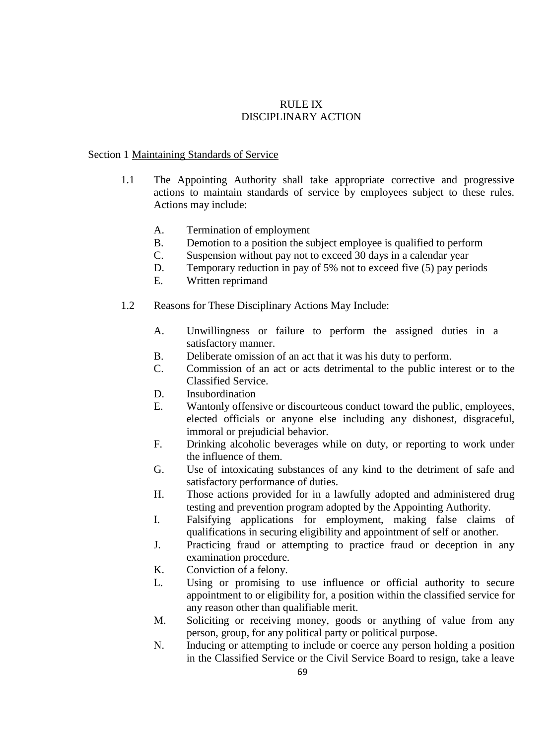# RULE IX
# DISCIPLINARY ACTION

Section 1 Maintaining Standards of Service

1.1 The Appointing Authority shall take appropriate corrective and progressive actions to maintain standards of service by employees subject to these rules. Actions may include:

A. Termination of employment
B. Demotion to a position the subject employee is qualified to perform
C. Suspension without pay not to exceed 30 days in a calendar year
D. Temporary reduction in pay of 5% not to exceed five (5) pay periods
E. Written reprimand

1.2 Reasons for These Disciplinary Actions May Include:

A. Unwillingness or failure to perform the assigned duties in a satisfactory manner.
B. Deliberate omission of an act that it was his duty to perform.
C. Commission of an act or acts detrimental to the public interest or to the Classified Service.
D. Insubordination
E. Wantonly offensive or discourteous conduct toward the public, employees, elected officials or anyone else including any dishonest, disgraceful, immoral or prejudicial behavior.
F. Drinking alcoholic beverages while on duty, or reporting to work under the influence of them.
G. Use of intoxicating substances of any kind to the detriment of safe and satisfactory performance of duties.
H. Those actions provided for in a lawfully adopted and administered drug testing and prevention program adopted by the Appointing Authority.
I. Falsifying applications for employment, making false claims of qualifications in securing eligibility and appointment of self or another.
J. Practicing fraud or attempting to practice fraud or deception in any examination procedure.
K. Conviction of a felony.
L. Using or promising to use influence or official authority to secure appointment to or eligibility for, a position within the classified service for any reason other than qualifiable merit.
M. Soliciting or receiving money, goods or anything of value from any person, group, for any political party or political purpose.
N. Inducing or attempting to include or coerce any person holding a position in the Classified Service or the Civil Service Board to resign, take a leave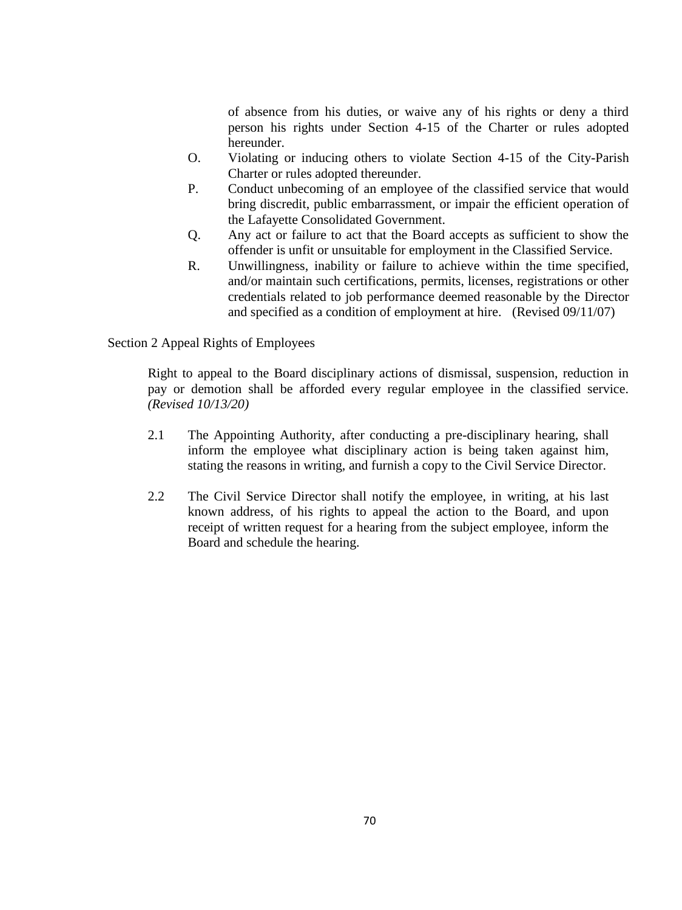of absence from his duties, or waive any of his rights or deny a third person his rights under Section 4-15 of the Charter or rules adopted hereunder.

O. Violating or inducing others to violate Section 4-15 of the City-Parish Charter or rules adopted thereunder.

P. Conduct unbecoming of an employee of the classified service that would bring discredit, public embarrassment, or impair the efficient operation of the Lafayette Consolidated Government.

Q. Any act or failure to act that the Board accepts as sufficient to show the offender is unfit or unsuitable for employment in the Classified Service.

R. Unwillingness, inability or failure to achieve within the time specified, and/or maintain such certifications, permits, licenses, registrations or other credentials related to job performance deemed reasonable by the Director and specified as a condition of employment at hire. (Revised 09/11/07)

Section 2 Appeal Rights of Employees

Right to appeal to the Board disciplinary actions of dismissal, suspension, reduction in pay or demotion shall be afforded every regular employee in the classified service. *(Revised 10/13/20)*

2.1 The Appointing Authority, after conducting a pre-disciplinary hearing, shall inform the employee what disciplinary action is being taken against him, stating the reasons in writing, and furnish a copy to the Civil Service Director.

2.2 The Civil Service Director shall notify the employee, in writing, at his last known address, of his rights to appeal the action to the Board, and upon receipt of written request for a hearing from the subject employee, inform the Board and schedule the hearing.